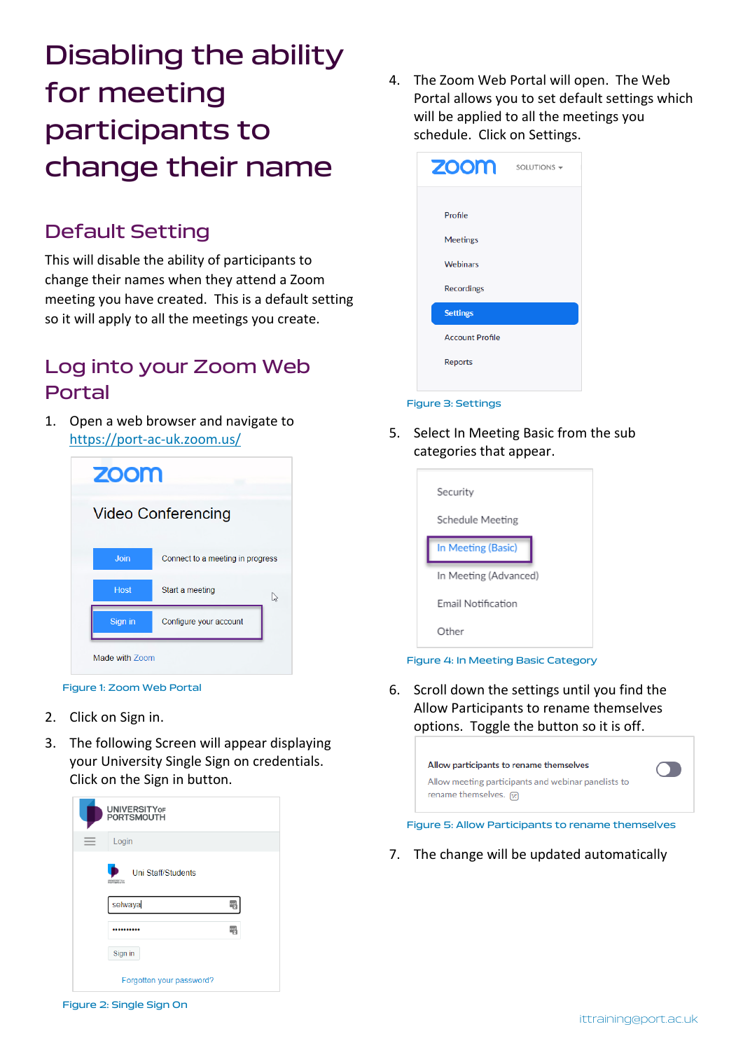# Disabling the ability for meeting participants to change their name

## Default Setting

This will disable the ability of participants to change their names when they attend a Zoom meeting you have created. This is a default setting so it will apply to all the meetings you create.

## Log into your Zoom Web Portal

1. Open a web browser and navigate to https://port-ac-uk.zoom.us/

Figure 1: Zoom Web Portal

2. Click on Sign in.
3. The following Screen will appear displaying your University Single Sign on credentials. Click on the Sign in button.

Figure 2: Single Sign On

4. The Zoom Web Portal will open. The Web Portal allows you to set default settings which will be applied to all the meetings you schedule. Click on Settings.

Figure 3: Settings

5. Select In Meeting Basic from the sub categories that appear.

Figure 4: In Meeting Basic Category

6. Scroll down the settings until you find the Allow Participants to rename themselves options. Toggle the button so it is off.

Figure 5: Allow Participants to rename themselves

7. The change will be updated automatically

ittraining@port.ac.uk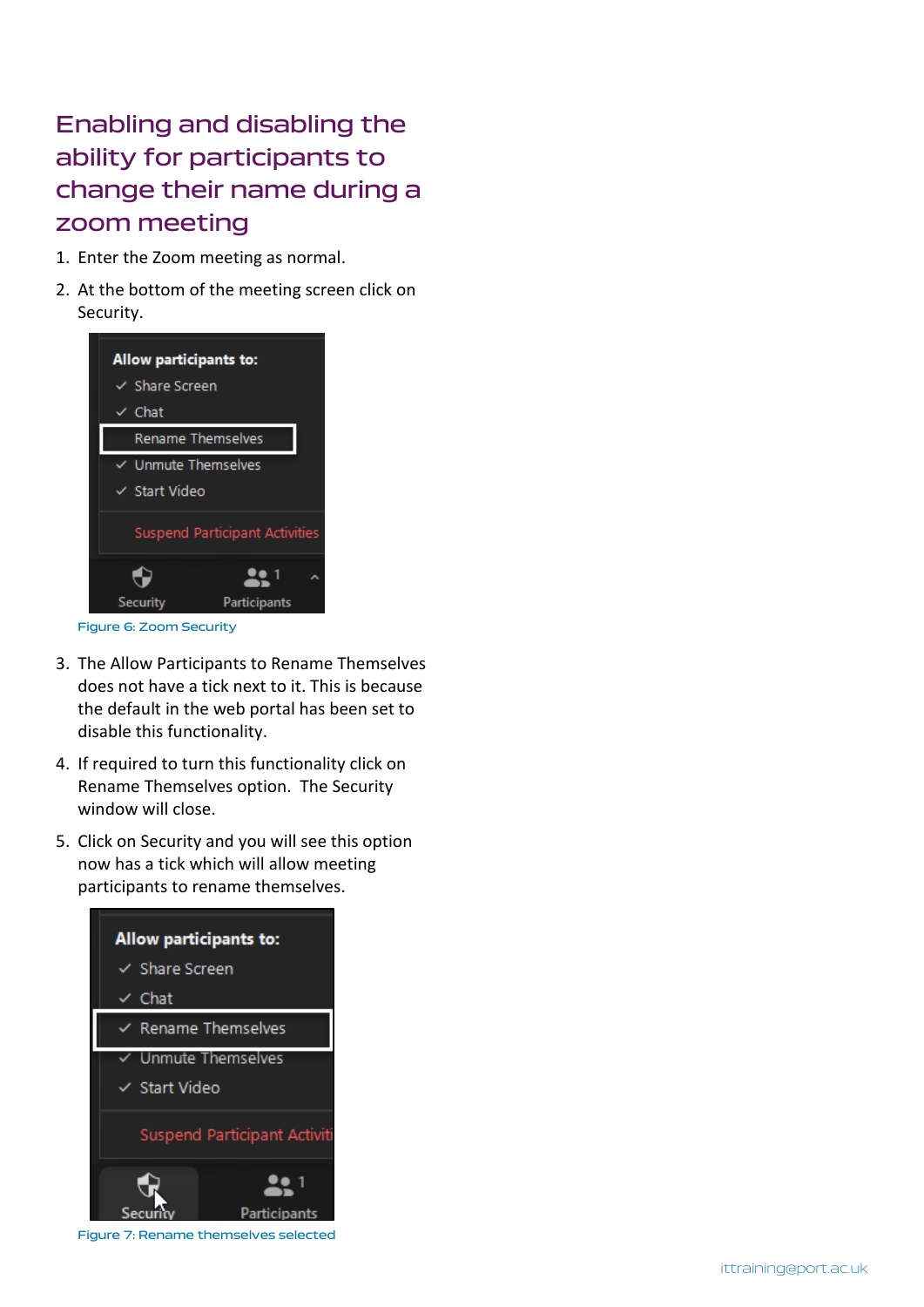# Enabling and disabling the ability for participants to change their name during a zoom meeting

1. Enter the Zoom meeting as normal.
2. At the bottom of the meeting screen click on Security.

Figure 6: Zoom Security

3. The Allow Participants to Rename Themselves does not have a tick next to it. This is because the default in the web portal has been set to disable this functionality.
4. If required to turn this functionality click on Rename Themselves option.  The Security window will close.
5. Click on Security and you will see this option now has a tick which will allow meeting participants to rename themselves.

Figure 7: Rename themselves selected